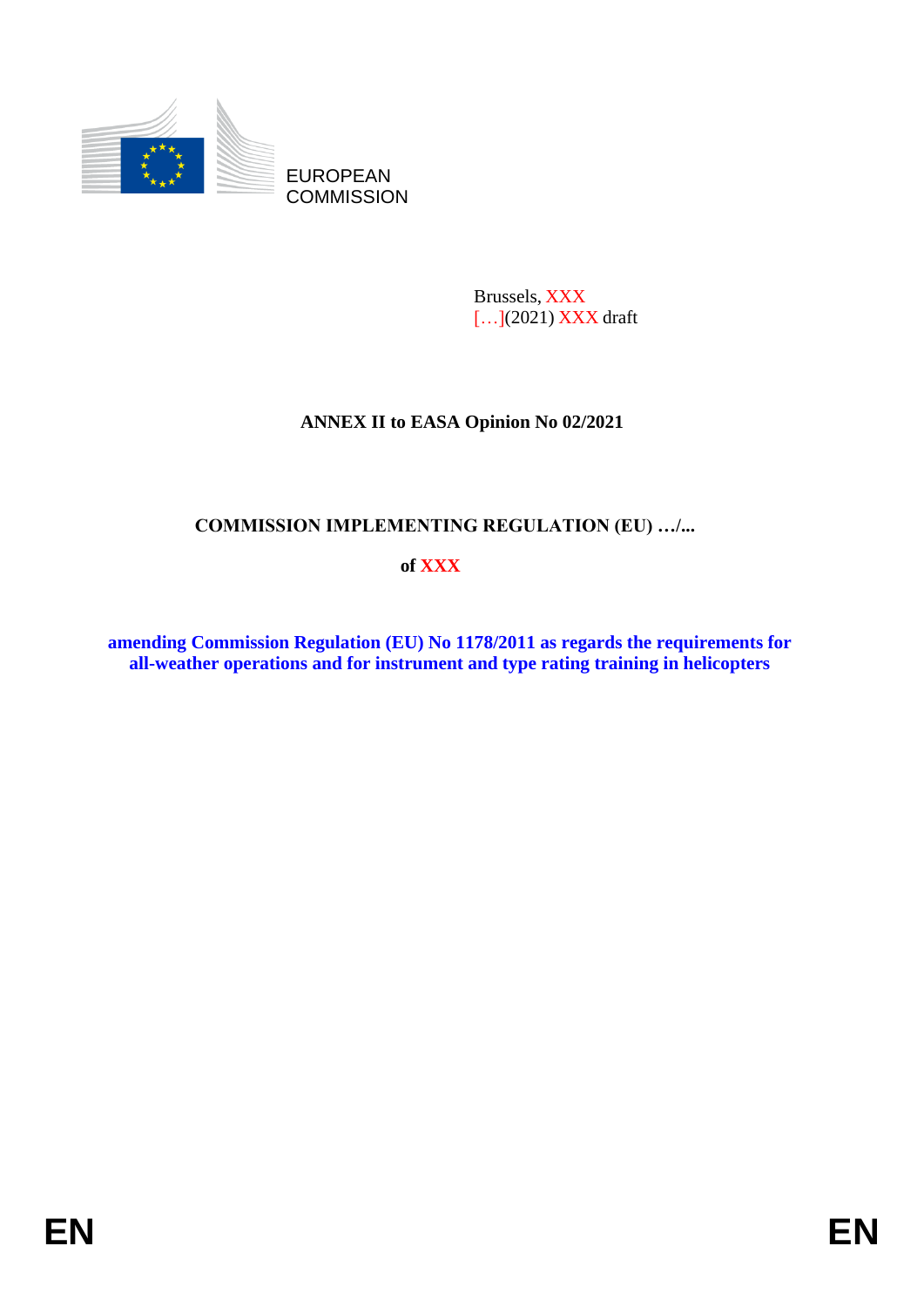EUROPEAN COMMISSION

Brussels, XXX
[…](2021) XXX draft

**ANNEX II to EASA Opinion No 02/2021**

**COMMISSION IMPLEMENTING REGULATION (EU) …/...**

**of XXX**

**amending Commission Regulation (EU) No 1178/2011 as regards the requirements for all-weather operations and for instrument and type rating training in helicopters**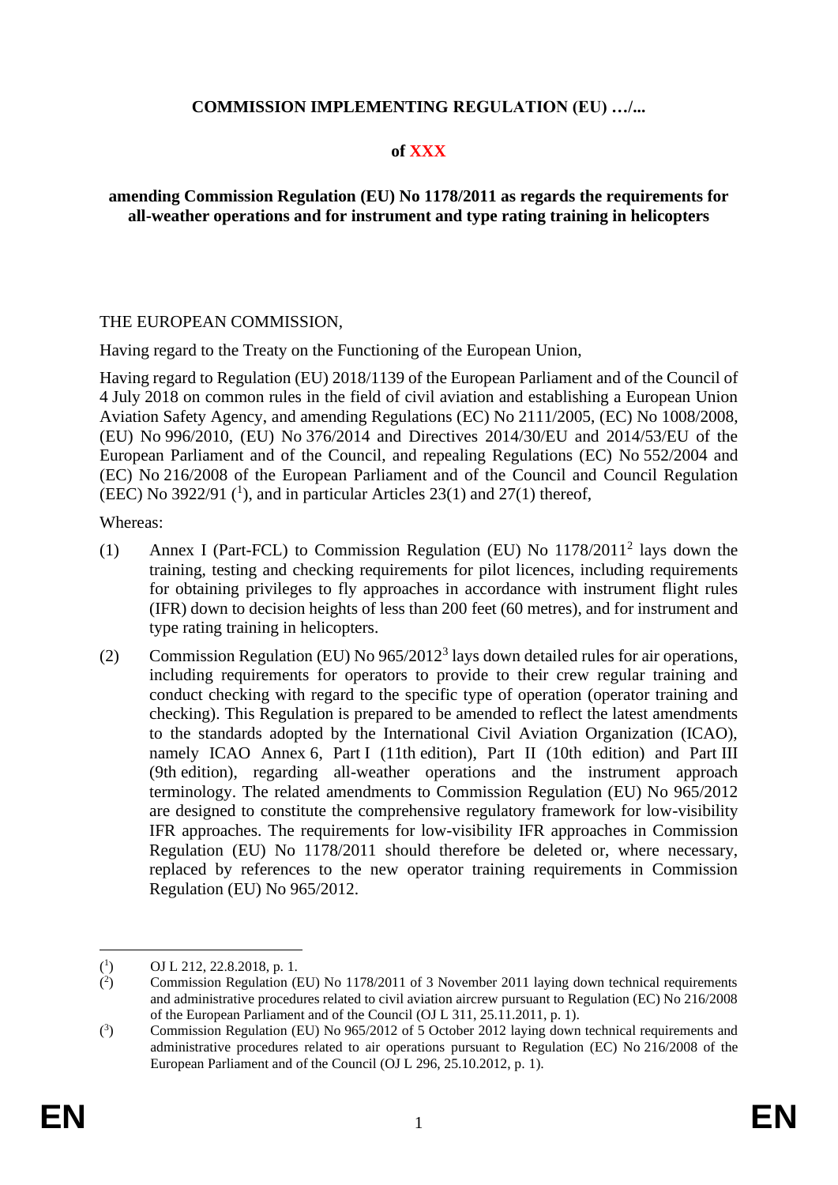**COMMISSION IMPLEMENTING REGULATION (EU) …/...**

**of XXX**

**amending Commission Regulation (EU) No 1178/2011 as regards the requirements for all-weather operations and for instrument and type rating training in helicopters**

THE EUROPEAN COMMISSION,

Having regard to the Treaty on the Functioning of the European Union,

Having regard to Regulation (EU) 2018/1139 of the European Parliament and of the Council of 4 July 2018 on common rules in the field of civil aviation and establishing a European Union Aviation Safety Agency, and amending Regulations (EC) No 2111/2005, (EC) No 1008/2008, (EU) No 996/2010, (EU) No 376/2014 and Directives 2014/30/EU and 2014/53/EU of the European Parliament and of the Council, and repealing Regulations (EC) No 552/2004 and (EC) No 216/2008 of the European Parliament and of the Council and Council Regulation (EEC) No 3922/91 ([1]), and in particular Articles 23(1) and 27(1) thereof,

Whereas:

(1) Annex I (Part-FCL) to Commission Regulation (EU) No 1178/2011[2] lays down the training, testing and checking requirements for pilot licences, including requirements for obtaining privileges to fly approaches in accordance with instrument flight rules (IFR) down to decision heights of less than 200 feet (60 metres), and for instrument and type rating training in helicopters.

(2) Commission Regulation (EU) No 965/2012[3] lays down detailed rules for air operations, including requirements for operators to provide to their crew regular training and conduct checking with regard to the specific type of operation (operator training and checking). This Regulation is prepared to be amended to reflect the latest amendments to the standards adopted by the International Civil Aviation Organization (ICAO), namely ICAO Annex 6, Part I (11th edition), Part II (10th edition) and Part III (9th edition), regarding all-weather operations and the instrument approach terminology. The related amendments to Commission Regulation (EU) No 965/2012 are designed to constitute the comprehensive regulatory framework for low-visibility IFR approaches. The requirements for low-visibility IFR approaches in Commission Regulation (EU) No 1178/2011 should therefore be deleted or, where necessary, replaced by references to the new operator training requirements in Commission Regulation (EU) No 965/2012.

---

([1]) OJ L 212, 22.8.2018, p. 1.

([2]) Commission Regulation (EU) No 1178/2011 of 3 November 2011 laying down technical requirements and administrative procedures related to civil aviation aircrew pursuant to Regulation (EC) No 216/2008 of the European Parliament and of the Council (OJ L 311, 25.11.2011, p. 1).

([3]) Commission Regulation (EU) No 965/2012 of 5 October 2012 laying down technical requirements and administrative procedures related to air operations pursuant to Regulation (EC) No 216/2008 of the European Parliament and of the Council (OJ L 296, 25.10.2012, p. 1).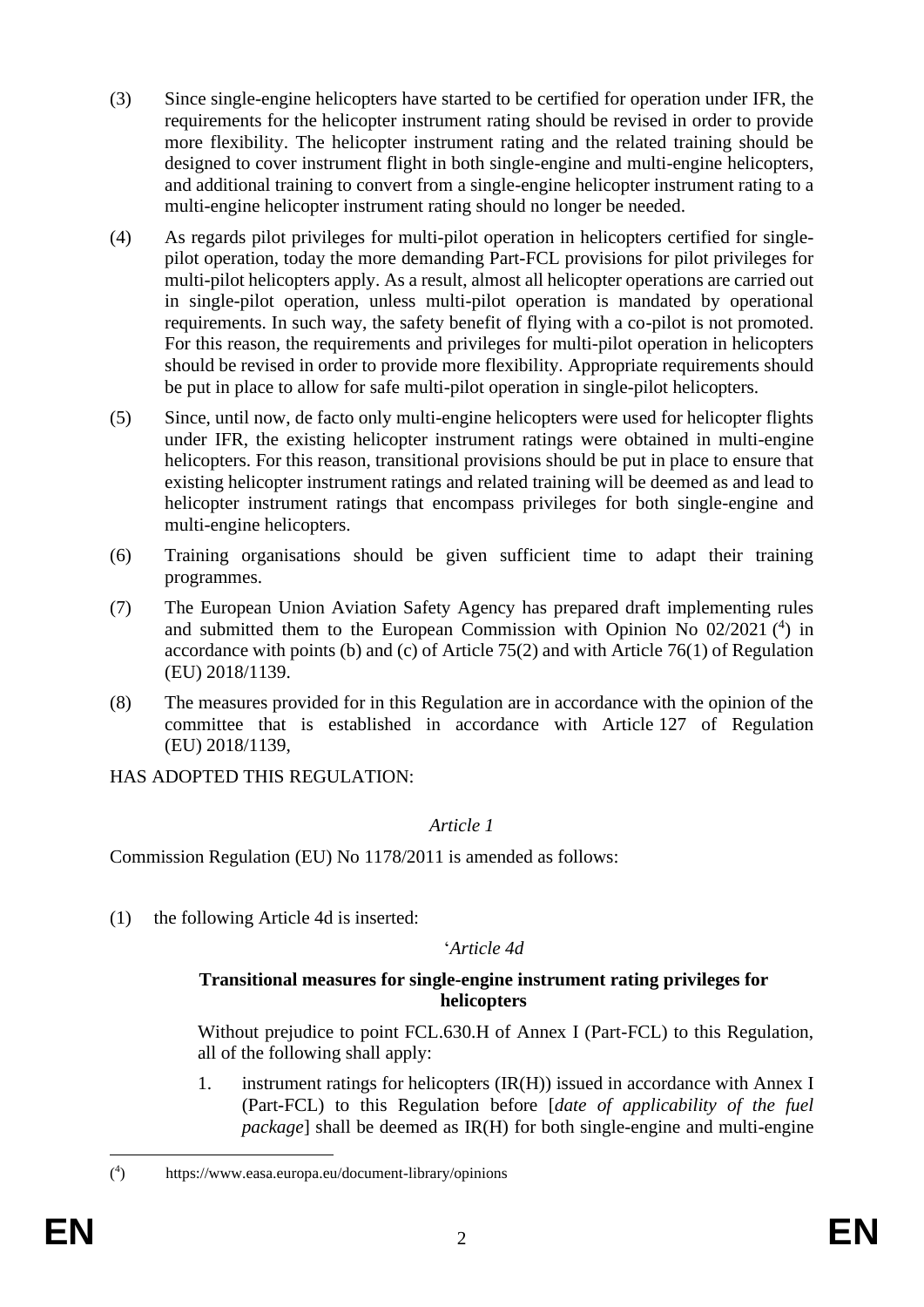(3) Since single-engine helicopters have started to be certified for operation under IFR, the requirements for the helicopter instrument rating should be revised in order to provide more flexibility. The helicopter instrument rating and the related training should be designed to cover instrument flight in both single-engine and multi-engine helicopters, and additional training to convert from a single-engine helicopter instrument rating to a multi-engine helicopter instrument rating should no longer be needed.

(4) As regards pilot privileges for multi-pilot operation in helicopters certified for single-pilot operation, today the more demanding Part-FCL provisions for pilot privileges for multi-pilot helicopters apply. As a result, almost all helicopter operations are carried out in single-pilot operation, unless multi-pilot operation is mandated by operational requirements. In such way, the safety benefit of flying with a co-pilot is not promoted. For this reason, the requirements and privileges for multi-pilot operation in helicopters should be revised in order to provide more flexibility. Appropriate requirements should be put in place to allow for safe multi-pilot operation in single-pilot helicopters.

(5) Since, until now, de facto only multi-engine helicopters were used for helicopter flights under IFR, the existing helicopter instrument ratings were obtained in multi-engine helicopters. For this reason, transitional provisions should be put in place to ensure that existing helicopter instrument ratings and related training will be deemed as and lead to helicopter instrument ratings that encompass privileges for both single-engine and multi-engine helicopters.

(6) Training organisations should be given sufficient time to adapt their training programmes.

(7) The European Union Aviation Safety Agency has prepared draft implementing rules and submitted them to the European Commission with Opinion No 02/2021 [4] in accordance with points (b) and (c) of Article 75(2) and with Article 76(1) of Regulation (EU) 2018/1139.

(8) The measures provided for in this Regulation are in accordance with the opinion of the committee that is established in accordance with Article 127 of Regulation (EU) 2018/1139,

HAS ADOPTED THIS REGULATION:

*Article 1*

Commission Regulation (EU) No 1178/2011 is amended as follows:

(1) the following Article 4d is inserted:

'*Article 4d*

**Transitional measures for single-engine instrument rating privileges for helicopters**

Without prejudice to point FCL.630.H of Annex I (Part-FCL) to this Regulation, all of the following shall apply:

1. instrument ratings for helicopters (IR(H)) issued in accordance with Annex I (Part-FCL) to this Regulation before [*date of applicability of the fuel package*] shall be deemed as IR(H) for both single-engine and multi-engine

---

[4] https://www.easa.europa.eu/document-library/opinions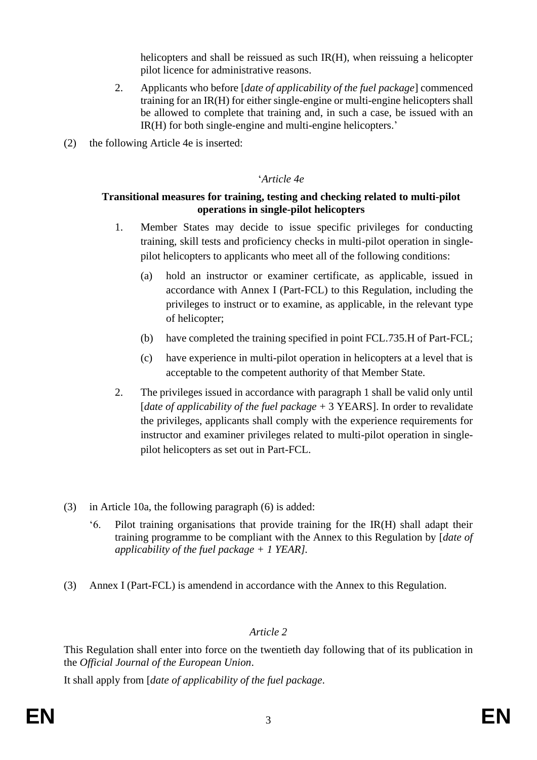helicopters and shall be reissued as such IR(H), when reissuing a helicopter pilot licence for administrative reasons.

2. Applicants who before [*date of applicability of the fuel package*] commenced training for an IR(H) for either single-engine or multi-engine helicopters shall be allowed to complete that training and, in such a case, be issued with an IR(H) for both single-engine and multi-engine helicopters.'

(2) the following Article 4e is inserted:

'*Article 4e*

**Transitional measures for training, testing and checking related to multi-pilot operations in single-pilot helicopters**

1. Member States may decide to issue specific privileges for conducting training, skill tests and proficiency checks in multi-pilot operation in single-pilot helicopters to applicants who meet all of the following conditions:

   (a) hold an instructor or examiner certificate, as applicable, issued in accordance with Annex I (Part-FCL) to this Regulation, including the privileges to instruct or to examine, as applicable, in the relevant type of helicopter;

   (b) have completed the training specified in point FCL.735.H of Part-FCL;

   (c) have experience in multi-pilot operation in helicopters at a level that is acceptable to the competent authority of that Member State.

2. The privileges issued in accordance with paragraph 1 shall be valid only until [*date of applicability of the fuel package* + 3 YEARS]. In order to revalidate the privileges, applicants shall comply with the experience requirements for instructor and examiner privileges related to multi-pilot operation in single-pilot helicopters as set out in Part-FCL.

(3) in Article 10a, the following paragraph (6) is added:

'6. Pilot training organisations that provide training for the IR(H) shall adapt their training programme to be compliant with the Annex to this Regulation by [*date of applicability of the fuel package + 1 YEAR].*

(3) Annex I (Part-FCL) is amendend in accordance with the Annex to this Regulation.

*Article 2*

This Regulation shall enter into force on the twentieth day following that of its publication in the *Official Journal of the European Union*.

It shall apply from [*date of applicability of the fuel package*.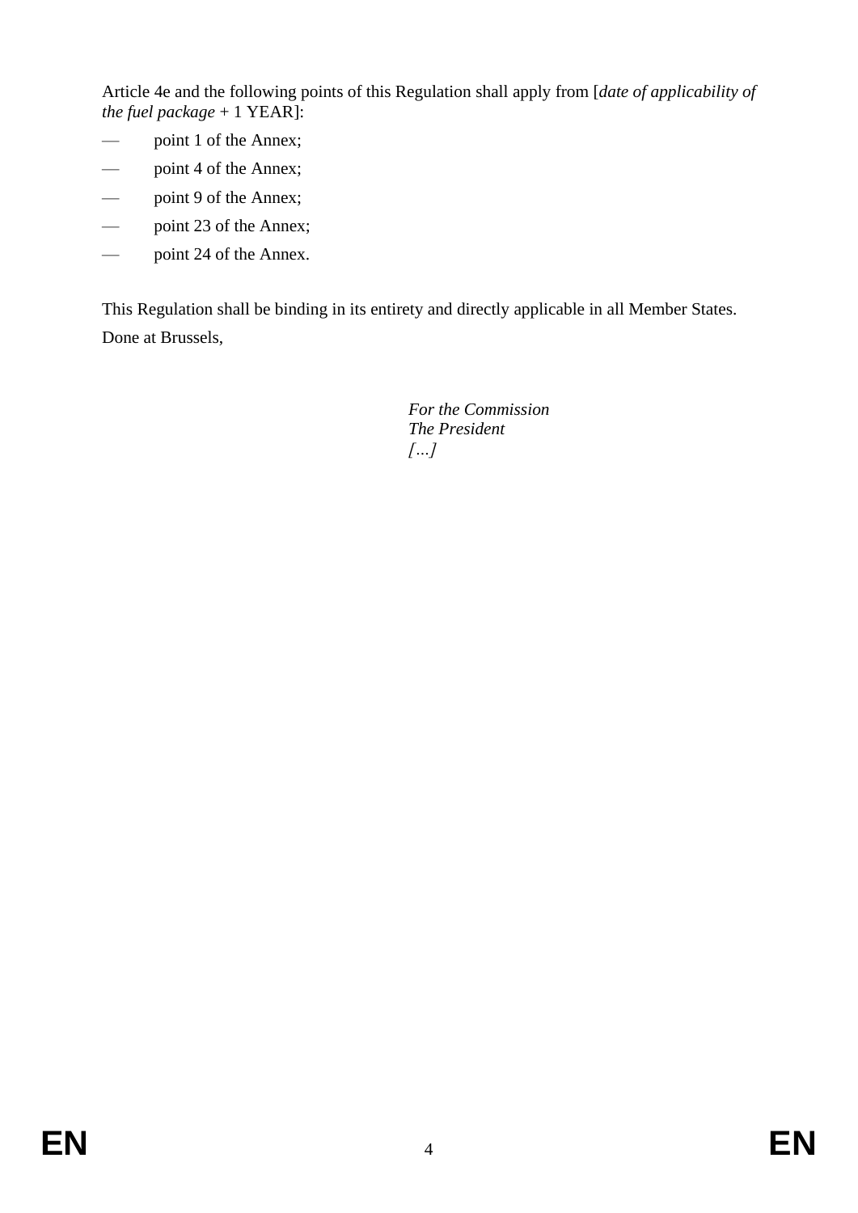Article 4e and the following points of this Regulation shall apply from [*date of applicability of the fuel package* + 1 YEAR]:

- point 1 of the Annex;
- point 4 of the Annex;
- point 9 of the Annex;
- point 23 of the Annex;
- point 24 of the Annex.

This Regulation shall be binding in its entirety and directly applicable in all Member States.

Done at Brussels,

*For the Commission*
*The President*
*[…]*